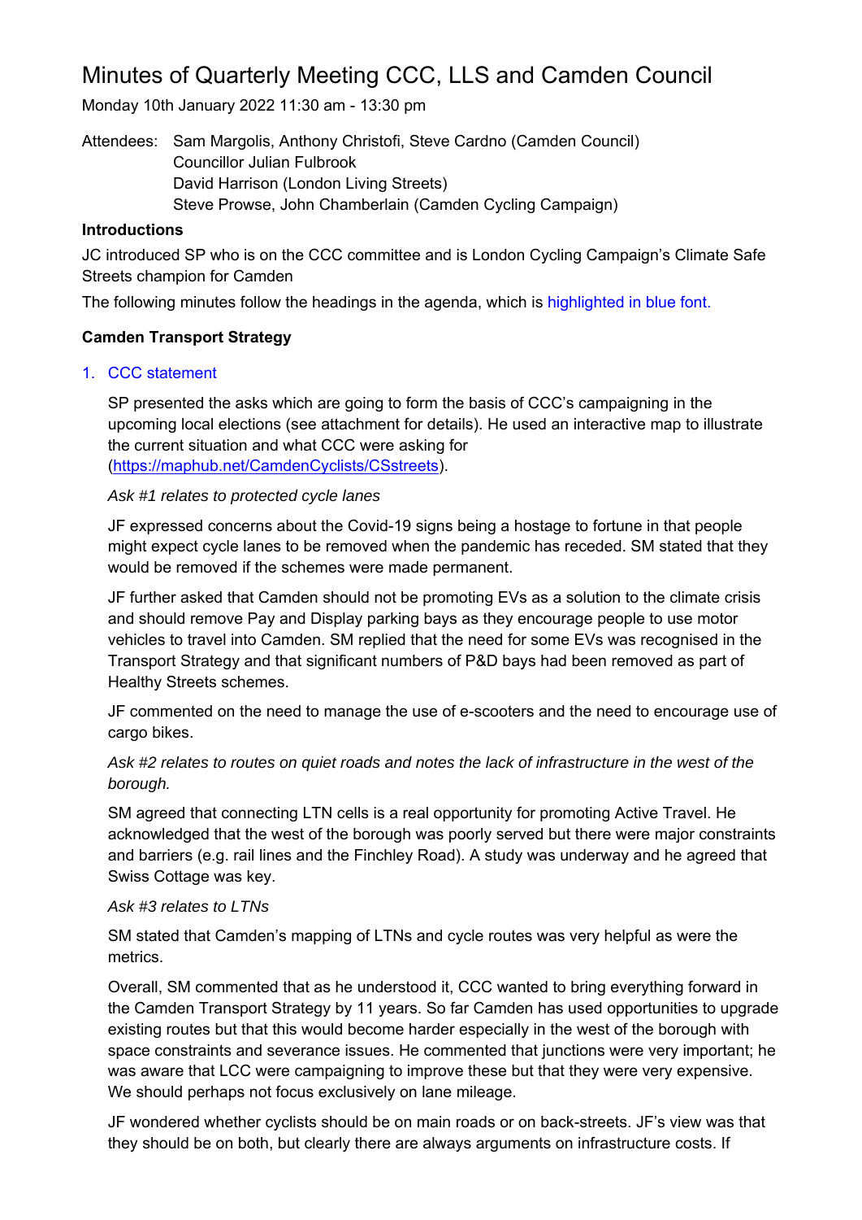# Minutes of Quarterly Meeting CCC, LLS and Camden Council

Monday 10th January 2022 11:30 am - 13:30 pm

Attendees: Sam Margolis, Anthony Christofi, Steve Cardno (Camden Council)
Councillor Julian Fulbrook
David Harrison (London Living Streets)
Steve Prowse, John Chamberlain (Camden Cycling Campaign)

**Introductions**

JC introduced SP who is on the CCC committee and is London Cycling Campaign's Climate Safe Streets champion for Camden

The following minutes follow the headings in the agenda, which is highlighted in blue font.

**Camden Transport Strategy**

1. CCC statement

   SP presented the asks which are going to form the basis of CCC's campaigning in the upcoming local elections (see attachment for details). He used an interactive map to illustrate the current situation and what CCC were asking for (https://maphub.net/CamdenCyclists/CSstreets).

   *Ask #1 relates to protected cycle lanes*

   JF expressed concerns about the Covid-19 signs being a hostage to fortune in that people might expect cycle lanes to be removed when the pandemic has receded. SM stated that they would be removed if the schemes were made permanent.

   JF further asked that Camden should not be promoting EVs as a solution to the climate crisis and should remove Pay and Display parking bays as they encourage people to use motor vehicles to travel into Camden. SM replied that the need for some EVs was recognised in the Transport Strategy and that significant numbers of P&D bays had been removed as part of Healthy Streets schemes.

   JF commented on the need to manage the use of e-scooters and the need to encourage use of cargo bikes.

   *Ask #2 relates to routes on quiet roads and notes the lack of infrastructure in the west of the borough.*

   SM agreed that connecting LTN cells is a real opportunity for promoting Active Travel. He acknowledged that the west of the borough was poorly served but there were major constraints and barriers (e.g. rail lines and the Finchley Road). A study was underway and he agreed that Swiss Cottage was key.

   *Ask #3 relates to LTNs*

   SM stated that Camden's mapping of LTNs and cycle routes was very helpful as were the metrics.

   Overall, SM commented that as he understood it, CCC wanted to bring everything forward in the Camden Transport Strategy by 11 years. So far Camden has used opportunities to upgrade existing routes but that this would become harder especially in the west of the borough with space constraints and severance issues. He commented that junctions were very important; he was aware that LCC were campaigning to improve these but that they were very expensive. We should perhaps not focus exclusively on lane mileage.

   JF wondered whether cyclists should be on main roads or on back-streets. JF's view was that they should be on both, but clearly there are always arguments on infrastructure costs. If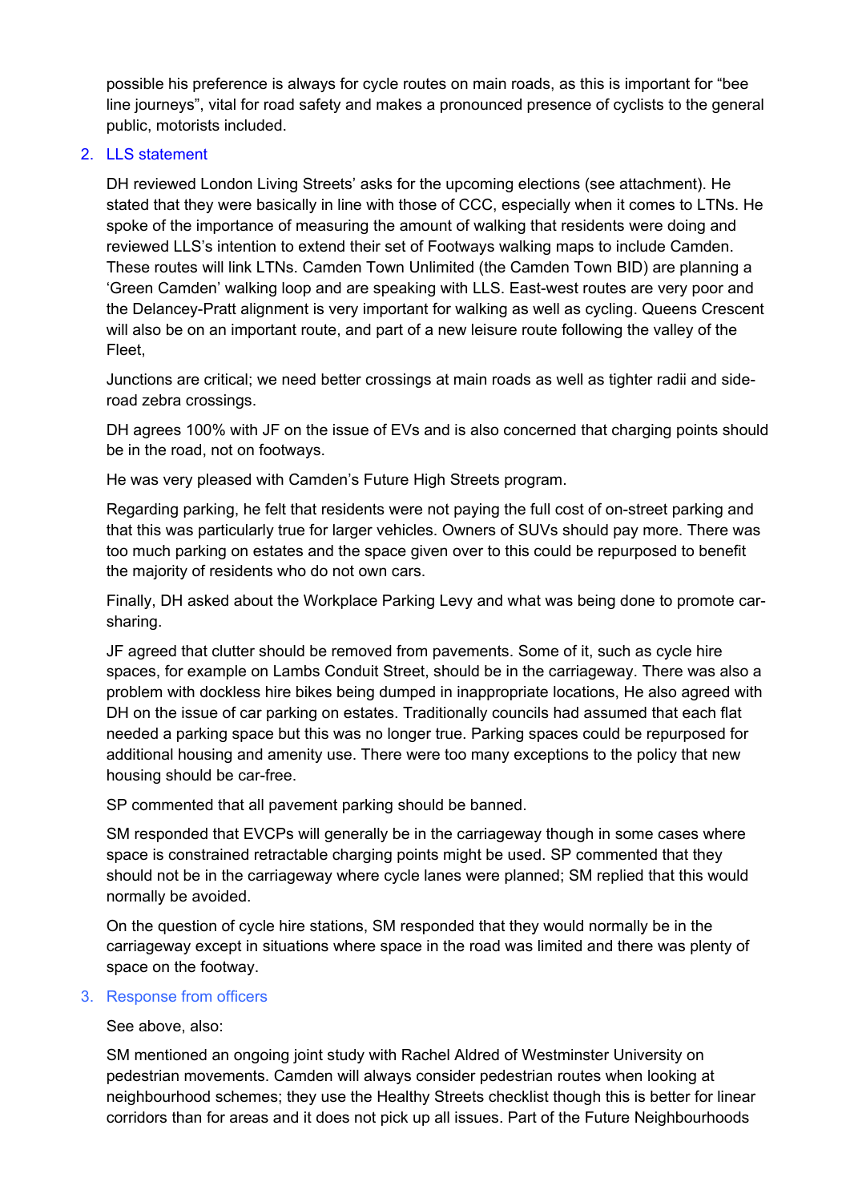possible his preference is always for cycle routes on main roads, as this is important for "bee line journeys", vital for road safety and makes a pronounced presence of cyclists to the general public, motorists included.

2. LLS statement

   DH reviewed London Living Streets' asks for the upcoming elections (see attachment). He stated that they were basically in line with those of CCC, especially when it comes to LTNs. He spoke of the importance of measuring the amount of walking that residents were doing and reviewed LLS's intention to extend their set of Footways walking maps to include Camden. These routes will link LTNs. Camden Town Unlimited (the Camden Town BID) are planning a 'Green Camden' walking loop and are speaking with LLS. East-west routes are very poor and the Delancey-Pratt alignment is very important for walking as well as cycling. Queens Crescent will also be on an important route, and part of a new leisure route following the valley of the Fleet,

   Junctions are critical; we need better crossings at main roads as well as tighter radii and side-road zebra crossings.

   DH agrees 100% with JF on the issue of EVs and is also concerned that charging points should be in the road, not on footways.

   He was very pleased with Camden's Future High Streets program.

   Regarding parking, he felt that residents were not paying the full cost of on-street parking and that this was particularly true for larger vehicles. Owners of SUVs should pay more. There was too much parking on estates and the space given over to this could be repurposed to benefit the majority of residents who do not own cars.

   Finally, DH asked about the Workplace Parking Levy and what was being done to promote car-sharing.

   JF agreed that clutter should be removed from pavements. Some of it, such as cycle hire spaces, for example on Lambs Conduit Street, should be in the carriageway. There was also a problem with dockless hire bikes being dumped in inappropriate locations, He also agreed with DH on the issue of car parking on estates. Traditionally councils had assumed that each flat needed a parking space but this was no longer true. Parking spaces could be repurposed for additional housing and amenity use. There were too many exceptions to the policy that new housing should be car-free.

   SP commented that all pavement parking should be banned.

   SM responded that EVCPs will generally be in the carriageway though in some cases where space is constrained retractable charging points might be used. SP commented that they should not be in the carriageway where cycle lanes were planned; SM replied that this would normally be avoided.

   On the question of cycle hire stations, SM responded that they would normally be in the carriageway except in situations where space in the road was limited and there was plenty of space on the footway.

3. Response from officers

   See above, also:

   SM mentioned an ongoing joint study with Rachel Aldred of Westminster University on pedestrian movements. Camden will always consider pedestrian routes when looking at neighbourhood schemes; they use the Healthy Streets checklist though this is better for linear corridors than for areas and it does not pick up all issues. Part of the Future Neighbourhoods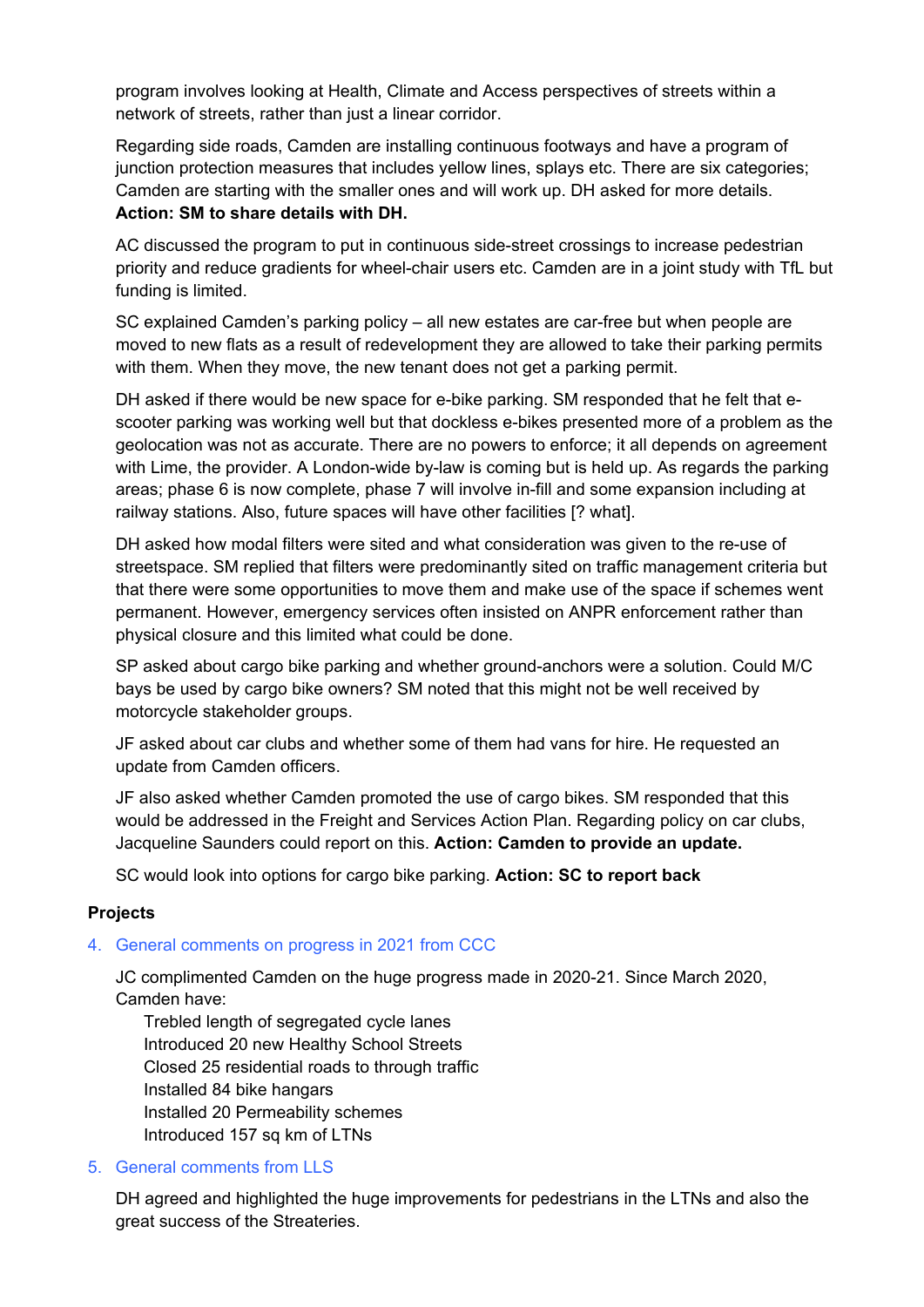program involves looking at Health, Climate and Access perspectives of streets within a network of streets, rather than just a linear corridor.

Regarding side roads, Camden are installing continuous footways and have a program of junction protection measures that includes yellow lines, splays etc. There are six categories; Camden are starting with the smaller ones and will work up. DH asked for more details. **Action: SM to share details with DH.**

AC discussed the program to put in continuous side-street crossings to increase pedestrian priority and reduce gradients for wheel-chair users etc. Camden are in a joint study with TfL but funding is limited.

SC explained Camden's parking policy – all new estates are car-free but when people are moved to new flats as a result of redevelopment they are allowed to take their parking permits with them. When they move, the new tenant does not get a parking permit.

DH asked if there would be new space for e-bike parking. SM responded that he felt that e-scooter parking was working well but that dockless e-bikes presented more of a problem as the geolocation was not as accurate. There are no powers to enforce; it all depends on agreement with Lime, the provider. A London-wide by-law is coming but is held up. As regards the parking areas; phase 6 is now complete, phase 7 will involve in-fill and some expansion including at railway stations. Also, future spaces will have other facilities [? what].

DH asked how modal filters were sited and what consideration was given to the re-use of streetspace. SM replied that filters were predominantly sited on traffic management criteria but that there were some opportunities to move them and make use of the space if schemes went permanent. However, emergency services often insisted on ANPR enforcement rather than physical closure and this limited what could be done.

SP asked about cargo bike parking and whether ground-anchors were a solution. Could M/C bays be used by cargo bike owners? SM noted that this might not be well received by motorcycle stakeholder groups.

JF asked about car clubs and whether some of them had vans for hire. He requested an update from Camden officers.

JF also asked whether Camden promoted the use of cargo bikes. SM responded that this would be addressed in the Freight and Services Action Plan. Regarding policy on car clubs, Jacqueline Saunders could report on this. **Action: Camden to provide an update.**

SC would look into options for cargo bike parking. **Action: SC to report back**

## Projects

4. General comments on progress in 2021 from CCC

   JC complimented Camden on the huge progress made in 2020-21. Since March 2020, Camden have:
   - Trebled length of segregated cycle lanes
   - Introduced 20 new Healthy School Streets
   - Closed 25 residential roads to through traffic
   - Installed 84 bike hangars
   - Installed 20 Permeability schemes
   - Introduced 157 sq km of LTNs

5. General comments from LLS

   DH agreed and highlighted the huge improvements for pedestrians in the LTNs and also the great success of the Streateries.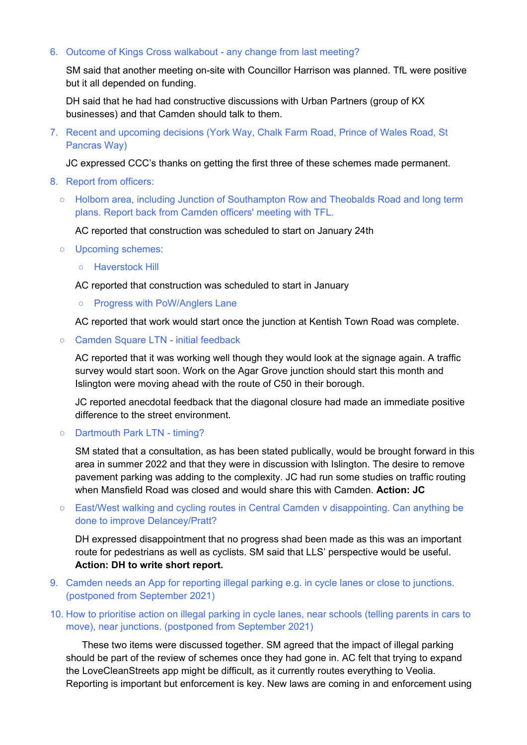6. Outcome of Kings Cross walkabout - any change from last meeting?

   SM said that another meeting on-site with Councillor Harrison was planned. TfL were positive but it all depended on funding.

   DH said that he had had constructive discussions with Urban Partners (group of KX businesses) and that Camden should talk to them.

7. Recent and upcoming decisions (York Way, Chalk Farm Road, Prince of Wales Road, St Pancras Way)

   JC expressed CCC's thanks on getting the first three of these schemes made permanent.

8. Report from officers:

   - Holborn area, including Junction of Southampton Row and Theobalds Road and long term plans. Report back from Camden officers' meeting with TFL.

     AC reported that construction was scheduled to start on January 24th

   - Upcoming schemes:

     - Haverstock Hill

     AC reported that construction was scheduled to start in January

     - Progress with PoW/Anglers Lane

     AC reported that work would start once the junction at Kentish Town Road was complete.

   - Camden Square LTN - initial feedback

     AC reported that it was working well though they would look at the signage again. A traffic survey would start soon. Work on the Agar Grove junction should start this month and Islington were moving ahead with the route of C50 in their borough.

     JC reported anecdotal feedback that the diagonal closure had made an immediate positive difference to the street environment.

   - Dartmouth Park LTN - timing?

     SM stated that a consultation, as has been stated publically, would be brought forward in this area in summer 2022 and that they were in discussion with Islington. The desire to remove pavement parking was adding to the complexity. JC had run some studies on traffic routing when Mansfield Road was closed and would share this with Camden. **Action: JC**

   - East/West walking and cycling routes in Central Camden v disappointing. Can anything be done to improve Delancey/Pratt?

     DH expressed disappointment that no progress shad been made as this was an important route for pedestrians as well as cyclists. SM said that LLS' perspective would be useful. **Action: DH to write short report.**

9. Camden needs an App for reporting illegal parking e.g. in cycle lanes or close to junctions. (postponed from September 2021)

10. How to prioritise action on illegal parking in cycle lanes, near schools (telling parents in cars to move), near junctions. (postponed from September 2021)

    These two items were discussed together. SM agreed that the impact of illegal parking should be part of the review of schemes once they had gone in. AC felt that trying to expand the LoveCleanStreets app might be difficult, as it currently routes everything to Veolia. Reporting is important but enforcement is key. New laws are coming in and enforcement using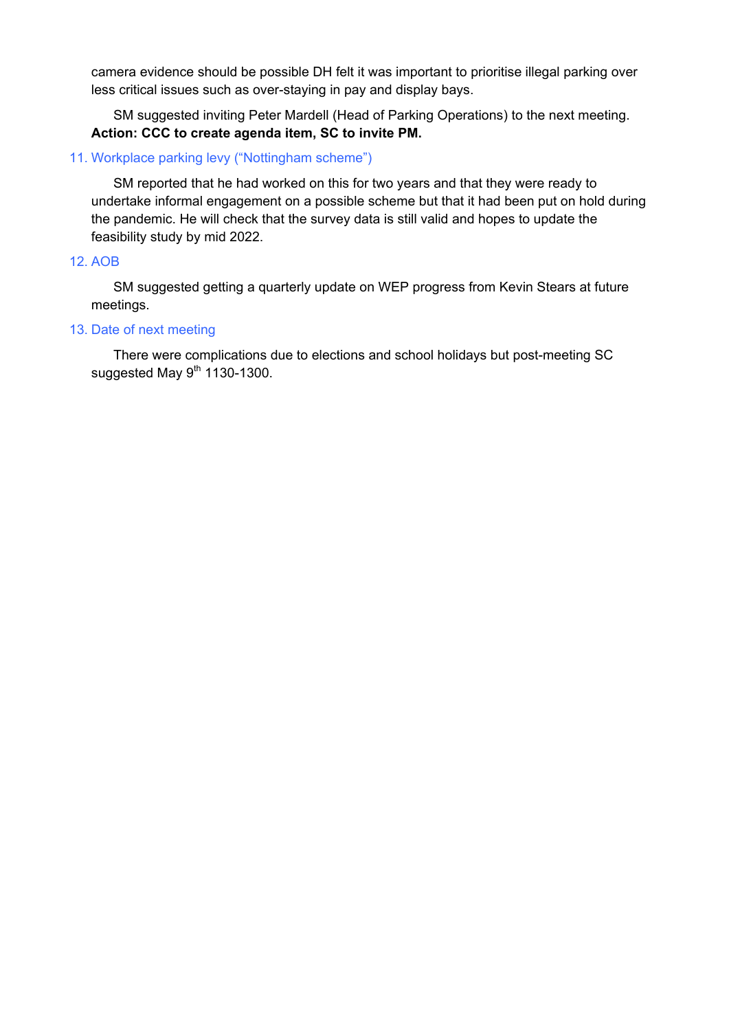camera evidence should be possible DH felt it was important to prioritise illegal parking over less critical issues such as over-staying in pay and display bays.

SM suggested inviting Peter Mardell (Head of Parking Operations) to the next meeting. **Action: CCC to create agenda item, SC to invite PM.**

## 11. Workplace parking levy ("Nottingham scheme")

SM reported that he had worked on this for two years and that they were ready to undertake informal engagement on a possible scheme but that it had been put on hold during the pandemic. He will check that the survey data is still valid and hopes to update the feasibility study by mid 2022.

## 12. AOB

SM suggested getting a quarterly update on WEP progress from Kevin Stears at future meetings.

## 13. Date of next meeting

There were complications due to elections and school holidays but post-meeting SC suggested May 9th 1130-1300.